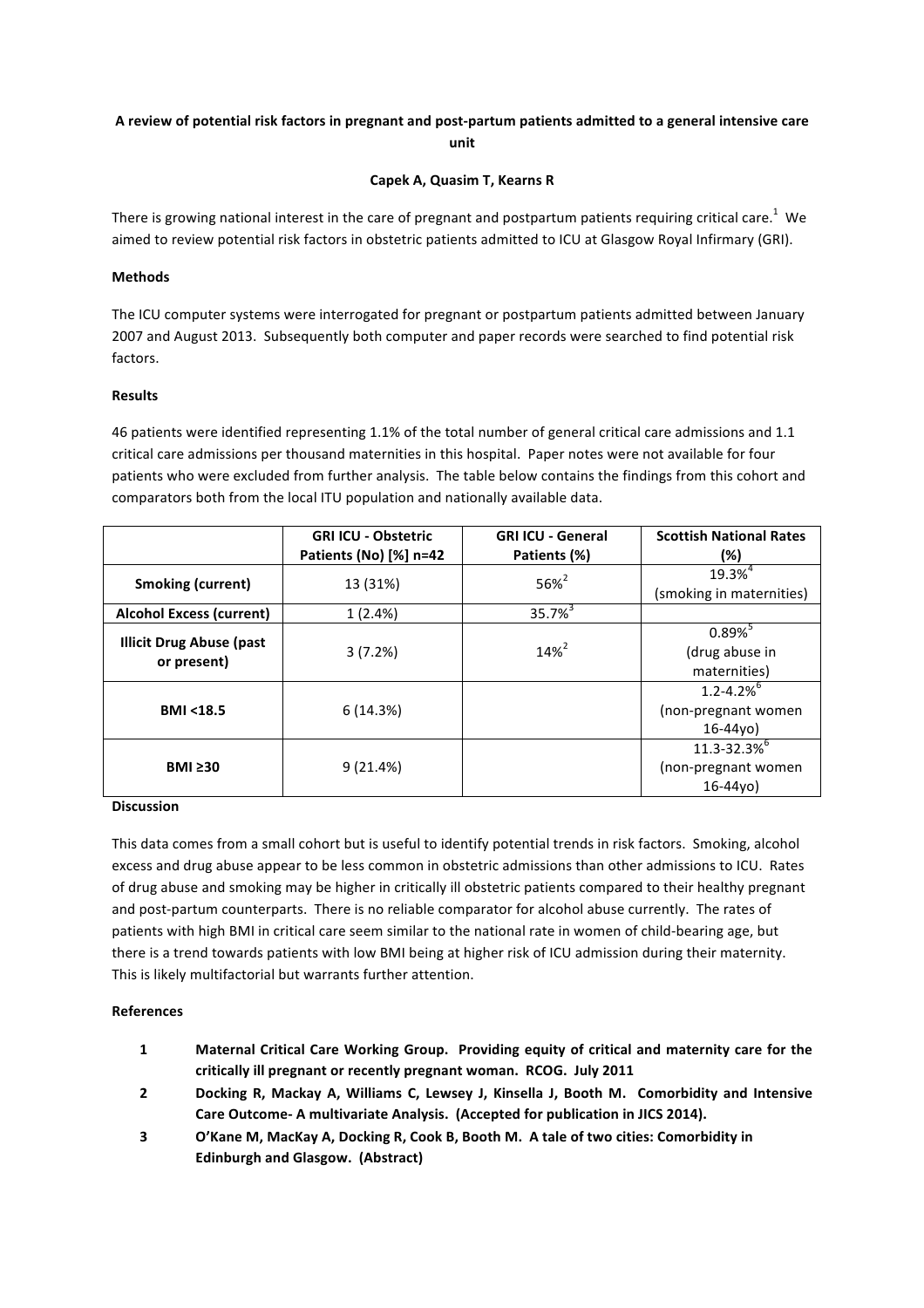# A review of potential risk factors in pregnant and post-partum patients admitted to a general intensive care unit

**Capek A, Quasim T, Kearns R**

There is growing national interest in the care of pregnant and postpartum patients requiring critical care.[1] We aimed to review potential risk factors in obstetric patients admitted to ICU at Glasgow Royal Infirmary (GRI).

## Methods

The ICU computer systems were interrogated for pregnant or postpartum patients admitted between January 2007 and August 2013. Subsequently both computer and paper records were searched to find potential risk factors.

## Results

46 patients were identified representing 1.1% of the total number of general critical care admissions and 1.1 critical care admissions per thousand maternities in this hospital. Paper notes were not available for four patients who were excluded from further analysis. The table below contains the findings from this cohort and comparators both from the local ITU population and nationally available data.

| | GRI ICU - Obstetric Patients (No) [%] n=42 | GRI ICU - General Patients (%) | Scottish National Rates (%) |
|---|---|---|---|
| **Smoking (current)** | 13 (31%) | 56%[2] | 19.3%[4] (smoking in maternities) |
| **Alcohol Excess (current)** | 1 (2.4%) | 35.7%[3] | |
| **Illicit Drug Abuse (past or present)** | 3 (7.2%) | 14%[2] | 0.89%[5] (drug abuse in maternities) |
| **BMI <18.5** | 6 (14.3%) | | 1.2-4.2%[6] (non-pregnant women 16-44yo) |
| **BMI ≥30** | 9 (21.4%) | | 11.3-32.3%[6] (non-pregnant women 16-44yo) |

## Discussion

This data comes from a small cohort but is useful to identify potential trends in risk factors. Smoking, alcohol excess and drug abuse appear to be less common in obstetric admissions than other admissions to ICU. Rates of drug abuse and smoking may be higher in critically ill obstetric patients compared to their healthy pregnant and post-partum counterparts. There is no reliable comparator for alcohol abuse currently. The rates of patients with high BMI in critical care seem similar to the national rate in women of child-bearing age, but there is a trend towards patients with low BMI being at higher risk of ICU admission during their maternity. This is likely multifactorial but warrants further attention.

## References

1. **Maternal Critical Care Working Group. Providing equity of critical and maternity care for the critically ill pregnant or recently pregnant woman. RCOG. July 2011**
2. **Docking R, Mackay A, Williams C, Lewsey J, Kinsella J, Booth M. Comorbidity and Intensive Care Outcome- A multivariate Analysis. (Accepted for publication in JICS 2014).**
3. **O'Kane M, MacKay A, Docking R, Cook B, Booth M. A tale of two cities: Comorbidity in Edinburgh and Glasgow. (Abstract)**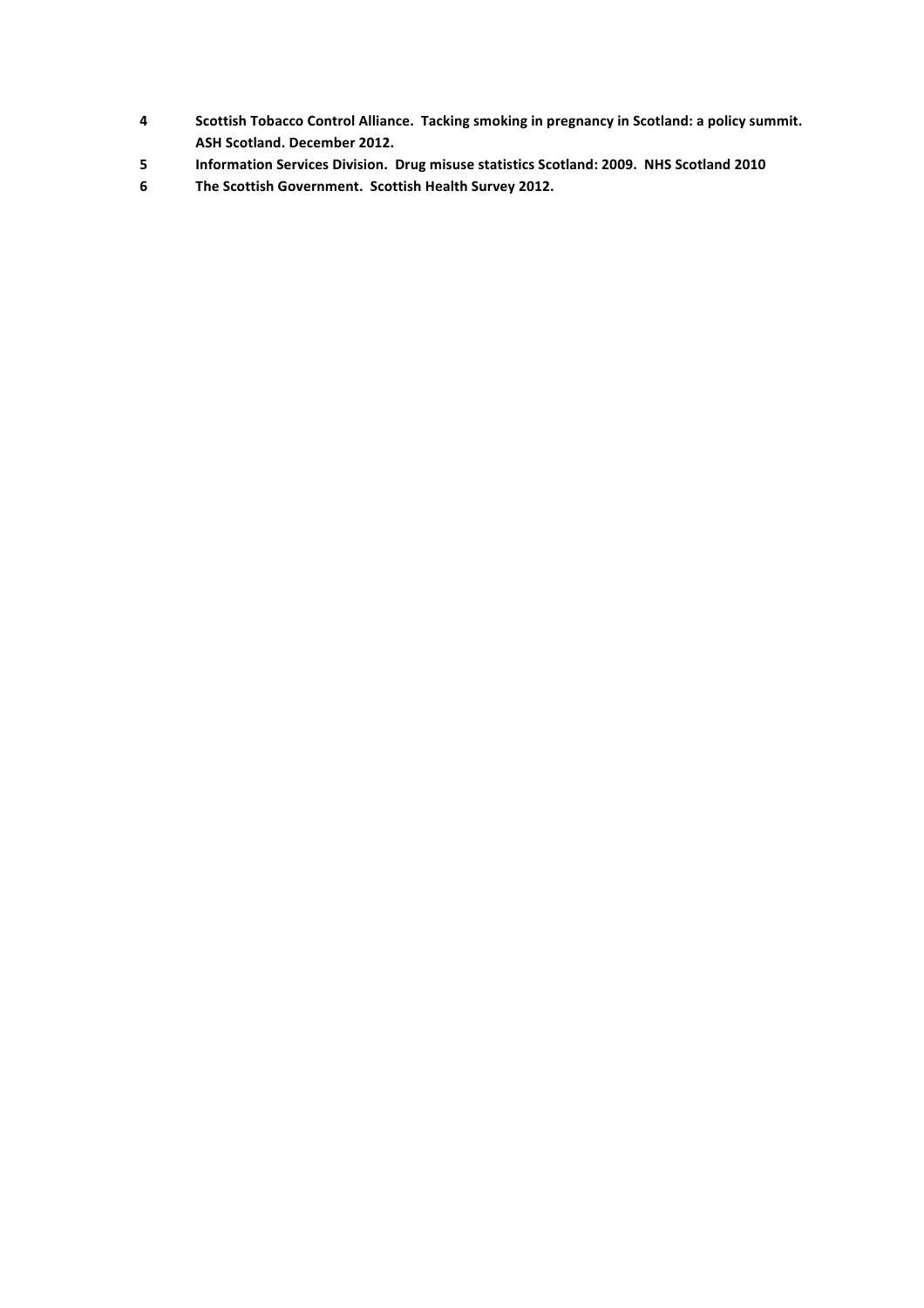4 **Scottish Tobacco Control Alliance. Tacking smoking in pregnancy in Scotland: a policy summit. ASH Scotland. December 2012.**

5 **Information Services Division. Drug misuse statistics Scotland: 2009. NHS Scotland 2010**

6 **The Scottish Government. Scottish Health Survey 2012.**